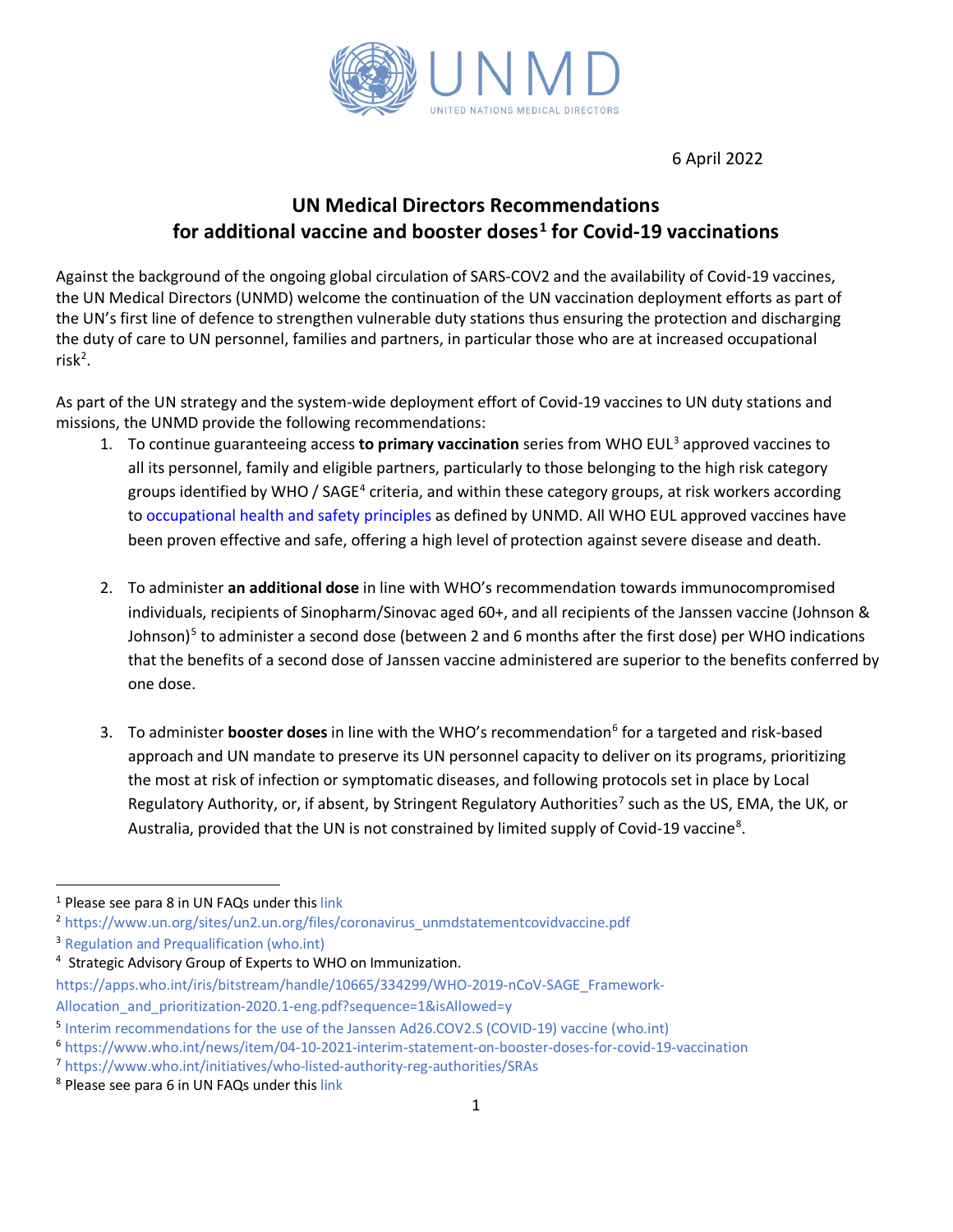UNMD

UNITED NATIONS MEDICAL DIRECTORS

6 April 2022

# UN Medical Directors Recommendations for additional vaccine and booster doses[1] for Covid-19 vaccinations

Against the background of the ongoing global circulation of SARS-COV2 and the availability of Covid-19 vaccines, the UN Medical Directors (UNMD) welcome the continuation of the UN vaccination deployment efforts as part of the UN's first line of defence to strengthen vulnerable duty stations thus ensuring the protection and discharging the duty of care to UN personnel, families and partners, in particular those who are at increased occupational risk[2].

As part of the UN strategy and the system-wide deployment effort of Covid-19 vaccines to UN duty stations and missions, the UNMD provide the following recommendations:

1. To continue guaranteeing access **to primary vaccination** series from WHO EUL[3] approved vaccines to all its personnel, family and eligible partners, particularly to those belonging to the high risk category groups identified by WHO / SAGE[4] criteria, and within these category groups, at risk workers according to occupational health and safety principles as defined by UNMD. All WHO EUL approved vaccines have been proven effective and safe, offering a high level of protection against severe disease and death.

2. To administer **an additional dose** in line with WHO's recommendation towards immunocompromised individuals, recipients of Sinopharm/Sinovac aged 60+, and all recipients of the Janssen vaccine (Johnson & Johnson)[5] to administer a second dose (between 2 and 6 months after the first dose) per WHO indications that the benefits of a second dose of Janssen vaccine administered are superior to the benefits conferred by one dose.

3. To administer **booster doses** in line with the WHO's recommendation[6] for a targeted and risk-based approach and UN mandate to preserve its UN personnel capacity to deliver on its programs, prioritizing the most at risk of infection or symptomatic diseases, and following protocols set in place by Local Regulatory Authority, or, if absent, by Stringent Regulatory Authorities[7] such as the US, EMA, the UK, or Australia, provided that the UN is not constrained by limited supply of Covid-19 vaccine[8].

---

[1] Please see para 8 in UN FAQs under this link

[2] https://www.un.org/sites/un2.un.org/files/coronavirus_unmdstatementcovidvaccine.pdf

[3] Regulation and Prequalification (who.int)

[4] Strategic Advisory Group of Experts to WHO on Immunization. https://apps.who.int/iris/bitstream/handle/10665/334299/WHO-2019-nCoV-SAGE_Framework-Allocation_and_prioritization-2020.1-eng.pdf?sequence=1&isAllowed=y

[5] Interim recommendations for the use of the Janssen Ad26.COV2.S (COVID-19) vaccine (who.int)

[6] https://www.who.int/news/item/04-10-2021-interim-statement-on-booster-doses-for-covid-19-vaccination

[7] https://www.who.int/initiatives/who-listed-authority-reg-authorities/SRAs

[8] Please see para 6 in UN FAQs under this link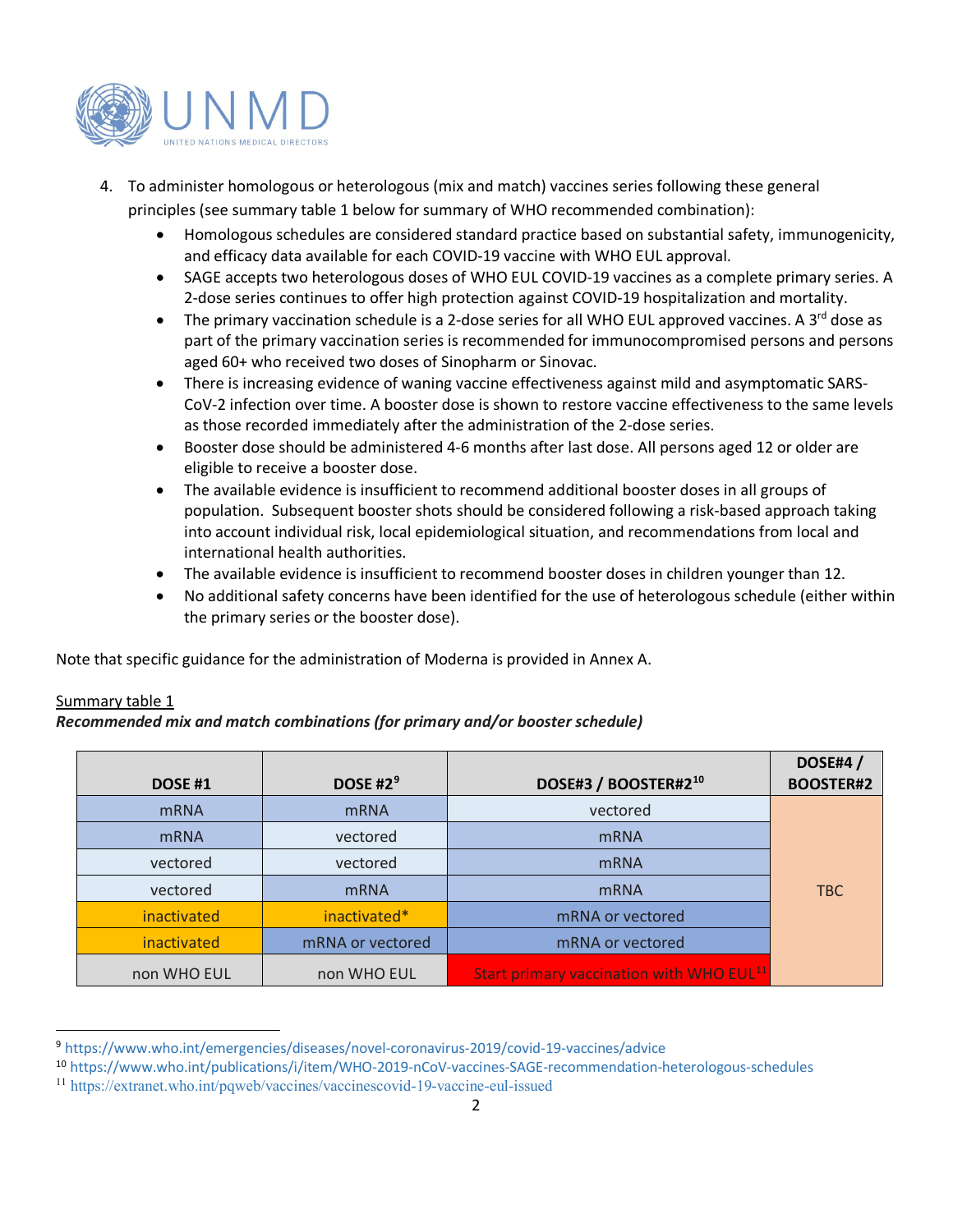4. To administer homologous or heterologous (mix and match) vaccines series following these general principles (see summary table 1 below for summary of WHO recommended combination):
   - Homologous schedules are considered standard practice based on substantial safety, immunogenicity, and efficacy data available for each COVID-19 vaccine with WHO EUL approval.
   - SAGE accepts two heterologous doses of WHO EUL COVID-19 vaccines as a complete primary series. A 2-dose series continues to offer high protection against COVID-19 hospitalization and mortality.
   - The primary vaccination schedule is a 2-dose series for all WHO EUL approved vaccines. A 3rd dose as part of the primary vaccination series is recommended for immunocompromised persons and persons aged 60+ who received two doses of Sinopharm or Sinovac.
   - There is increasing evidence of waning vaccine effectiveness against mild and asymptomatic SARS-CoV-2 infection over time. A booster dose is shown to restore vaccine effectiveness to the same levels as those recorded immediately after the administration of the 2-dose series.
   - Booster dose should be administered 4-6 months after last dose. All persons aged 12 or older are eligible to receive a booster dose.
   - The available evidence is insufficient to recommend additional booster doses in all groups of population. Subsequent booster shots should be considered following a risk-based approach taking into account individual risk, local epidemiological situation, and recommendations from local and international health authorities.
   - The available evidence is insufficient to recommend booster doses in children younger than 12.
   - No additional safety concerns have been identified for the use of heterologous schedule (either within the primary series or the booster dose).

Note that specific guidance for the administration of Moderna is provided in Annex A.

Summary table 1

***Recommended mix and match combinations (for primary and/or booster schedule)***

| DOSE #1 | DOSE #2[9] | DOSE#3 / BOOSTER#2[10] | DOSE#4 / BOOSTER#2 |
|---|---|---|---|
| mRNA | mRNA | vectored | TBC |
| mRNA | vectored | mRNA | |
| vectored | vectored | mRNA | |
| vectored | mRNA | mRNA | |
| inactivated | inactivated* | mRNA or vectored | |
| inactivated | mRNA or vectored | mRNA or vectored | |
| non WHO EUL | non WHO EUL | Start primary vaccination with WHO EUL[11] | |

[9] https://www.who.int/emergencies/diseases/novel-coronavirus-2019/covid-19-vaccines/advice

[10] https://www.who.int/publications/i/item/WHO-2019-nCoV-vaccines-SAGE-recommendation-heterologous-schedules

[11] https://extranet.who.int/pqweb/vaccines/vaccinescovid-19-vaccine-eul-issued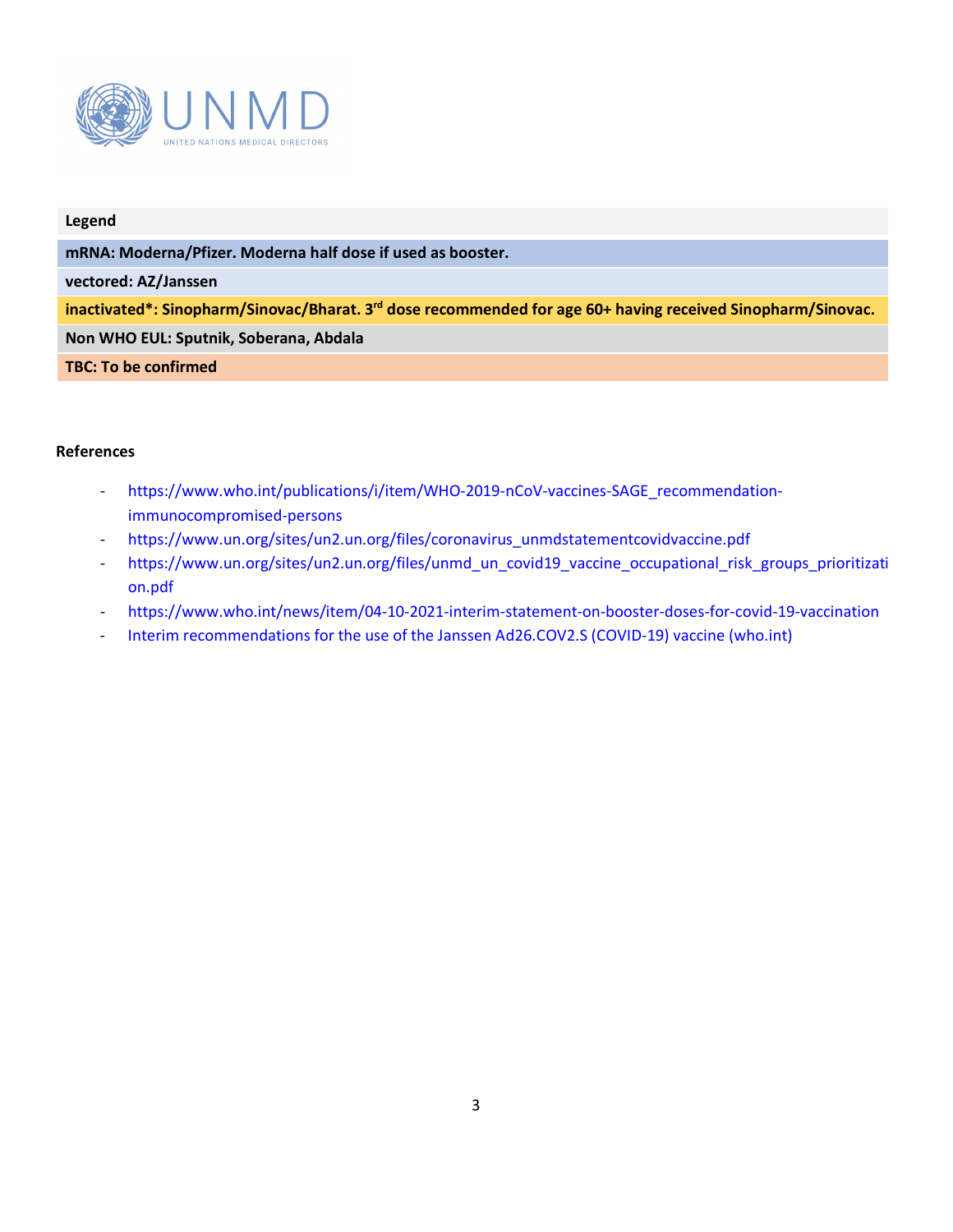| Legend |
| --- |
| **mRNA: Moderna/Pfizer. Moderna half dose if used as booster.** |
| **vectored: AZ/Janssen** |
| **inactivated*: Sinopharm/Sinovac/Bharat. 3rd dose recommended for age 60+ having received Sinopharm/Sinovac.** |
| **Non WHO EUL: Sputnik, Soberana, Abdala** |
| **TBC: To be confirmed** |

**References**

- https://www.who.int/publications/i/item/WHO-2019-nCoV-vaccines-SAGE_recommendation-immunocompromised-persons
- https://www.un.org/sites/un2.un.org/files/coronavirus_unmdstatementcovidvaccine.pdf
- https://www.un.org/sites/un2.un.org/files/unmd_un_covid19_vaccine_occupational_risk_groups_prioritization.pdf
- https://www.who.int/news/item/04-10-2021-interim-statement-on-booster-doses-for-covid-19-vaccination
- Interim recommendations for the use of the Janssen Ad26.COV2.S (COVID-19) vaccine (who.int)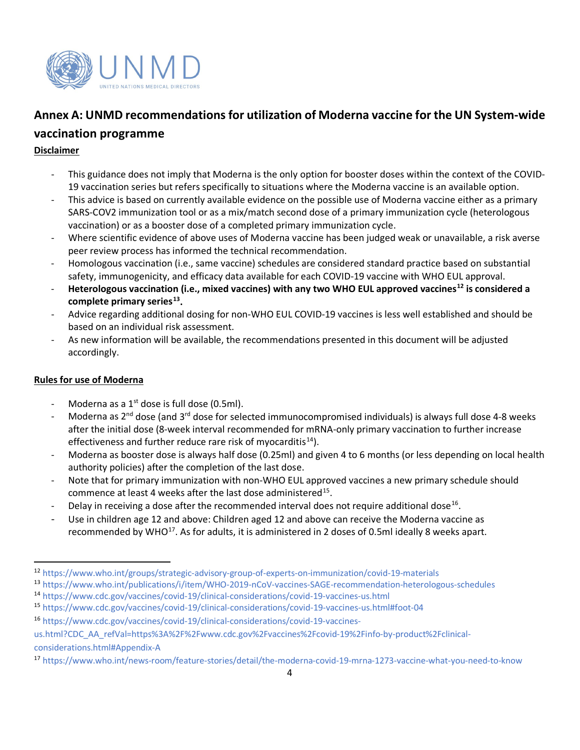# Annex A: UNMD recommendations for utilization of Moderna vaccine for the UN System-wide vaccination programme

**Disclaimer**

- This guidance does not imply that Moderna is the only option for booster doses within the context of the COVID-19 vaccination series but refers specifically to situations where the Moderna vaccine is an available option.
- This advice is based on currently available evidence on the possible use of Moderna vaccine either as a primary SARS-COV2 immunization tool or as a mix/match second dose of a primary immunization cycle (heterologous vaccination) or as a booster dose of a completed primary immunization cycle.
- Where scientific evidence of above uses of Moderna vaccine has been judged weak or unavailable, a risk averse peer review process has informed the technical recommendation.
- Homologous vaccination (i.e., same vaccine) schedules are considered standard practice based on substantial safety, immunogenicity, and efficacy data available for each COVID-19 vaccine with WHO EUL approval.
- **Heterologous vaccination (i.e., mixed vaccines) with any two WHO EUL approved vaccines[12] is considered a complete primary series[13].**
- Advice regarding additional dosing for non-WHO EUL COVID-19 vaccines is less well established and should be based on an individual risk assessment.
- As new information will be available, the recommendations presented in this document will be adjusted accordingly.

**Rules for use of Moderna**

- Moderna as a 1st dose is full dose (0.5ml).
- Moderna as 2nd dose (and 3rd dose for selected immunocompromised individuals) is always full dose 4-8 weeks after the initial dose (8-week interval recommended for mRNA-only primary vaccination to further increase effectiveness and further reduce rare risk of myocarditis[14]).
- Moderna as booster dose is always half dose (0.25ml) and given 4 to 6 months (or less depending on local health authority policies) after the completion of the last dose.
- Note that for primary immunization with non-WHO EUL approved vaccines a new primary schedule should commence at least 4 weeks after the last dose administered[15].
- Delay in receiving a dose after the recommended interval does not require additional dose[16].
- Use in children age 12 and above: Children aged 12 and above can receive the Moderna vaccine as recommended by WHO[17]. As for adults, it is administered in 2 doses of 0.5ml ideally 8 weeks apart.

---

[12] https://www.who.int/groups/strategic-advisory-group-of-experts-on-immunization/covid-19-materials

[13] https://www.who.int/publications/i/item/WHO-2019-nCoV-vaccines-SAGE-recommendation-heterologous-schedules

[14] https://www.cdc.gov/vaccines/covid-19/clinical-considerations/covid-19-vaccines-us.html

[15] https://www.cdc.gov/vaccines/covid-19/clinical-considerations/covid-19-vaccines-us.html#foot-04

[16] https://www.cdc.gov/vaccines/covid-19/clinical-considerations/covid-19-vaccines-us.html?CDC_AA_refVal=https%3A%2F%2Fwww.cdc.gov%2Fvaccines%2Fcovid-19%2Finfo-by-product%2Fclinical-considerations.html#Appendix-A

[17] https://www.who.int/news-room/feature-stories/detail/the-moderna-covid-19-mrna-1273-vaccine-what-you-need-to-know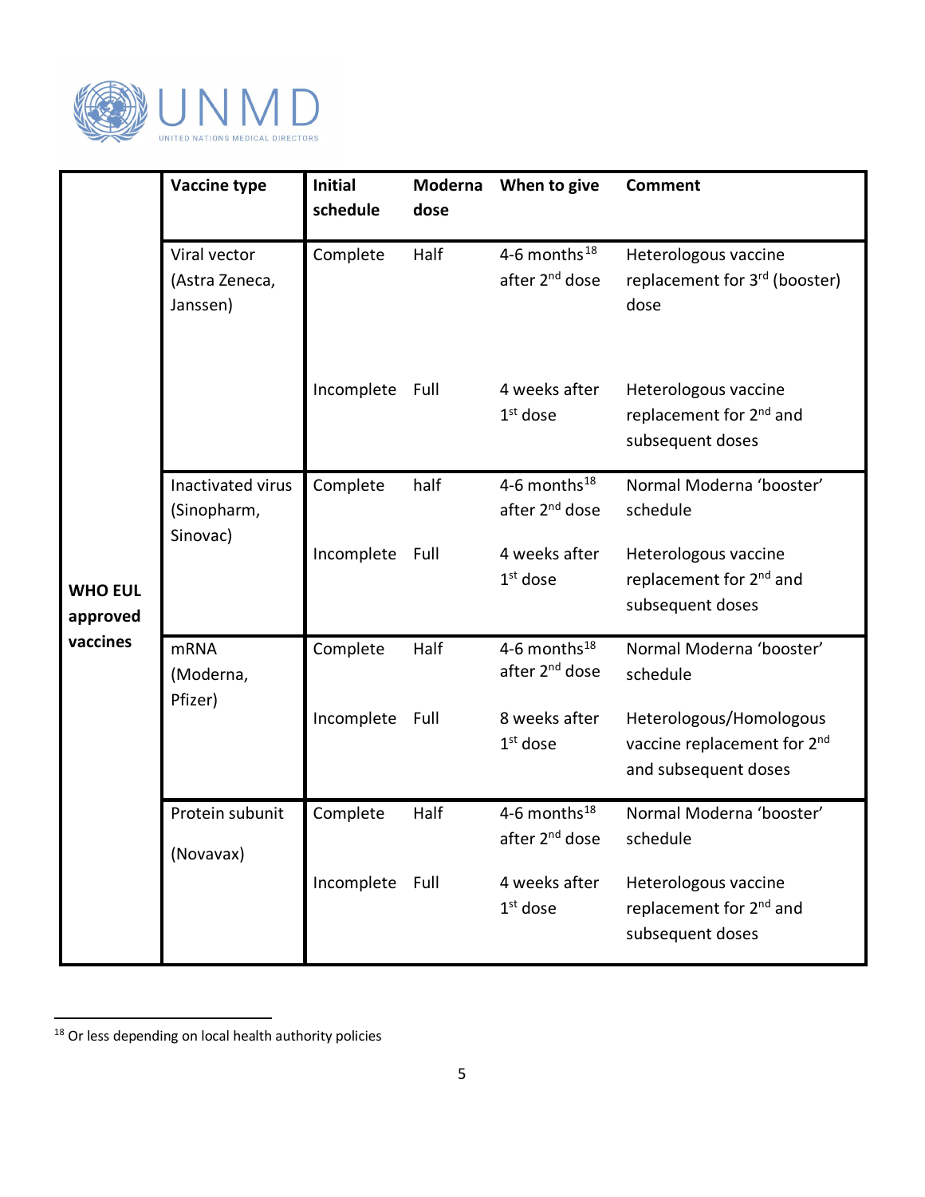| | Vaccine type | Initial schedule | Moderna dose | When to give | Comment |
|---|---|---|---|---|---|
| WHO EUL approved vaccines | Viral vector (Astra Zeneca, Janssen) | Complete | Half | 4-6 months[18] after 2nd dose | Heterologous vaccine replacement for 3rd (booster) dose |
| | | Incomplete | Full | 4 weeks after 1st dose | Heterologous vaccine replacement for 2nd and subsequent doses |
| | Inactivated virus (Sinopharm, Sinovac) | Complete | half | 4-6 months[18] after 2nd dose | Normal Moderna 'booster' schedule |
| | | Incomplete | Full | 4 weeks after 1st dose | Heterologous vaccine replacement for 2nd and subsequent doses |
| | mRNA (Moderna, Pfizer) | Complete | Half | 4-6 months[18] after 2nd dose | Normal Moderna 'booster' schedule |
| | | Incomplete | Full | 8 weeks after 1st dose | Heterologous/Homologous vaccine replacement for 2nd and subsequent doses |
| | Protein subunit (Novavax) | Complete | Half | 4-6 months[18] after 2nd dose | Normal Moderna 'booster' schedule |
| | | Incomplete | Full | 4 weeks after 1st dose | Heterologous vaccine replacement for 2nd and subsequent doses |

[18] Or less depending on local health authority policies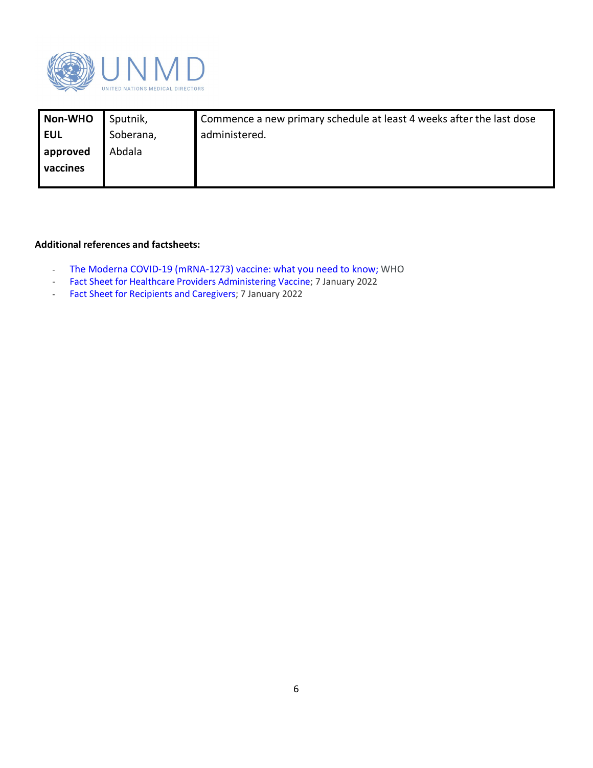| | | |
|---|---|---|
| **Non-WHO EUL approved vaccines** | Sputnik, Soberana, Abdala | Commence a new primary schedule at least 4 weeks after the last dose administered. |

**Additional references and factsheets:**

- The Moderna COVID-19 (mRNA-1273) vaccine: what you need to know; WHO
- Fact Sheet for Healthcare Providers Administering Vaccine; 7 January 2022
- Fact Sheet for Recipients and Caregivers; 7 January 2022